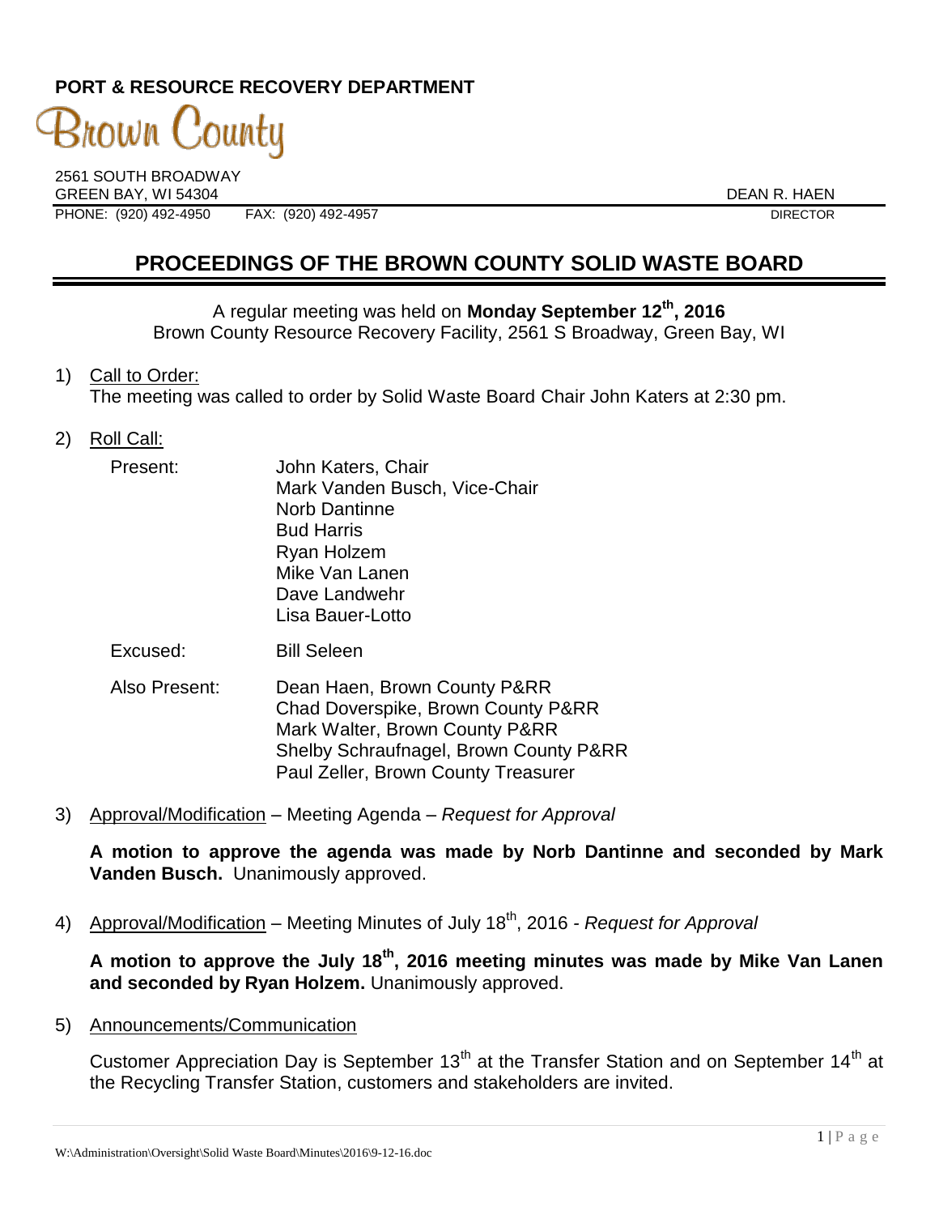**PORT & RESOURCE RECOVERY DEPARTMENT**

Brown County

2561 SOUTH BROADWAY
GREEN BAY, WI 54304
PHONE: (920) 492-4950 FAX: (920) 492-4957

DEAN R. HAEN
DIRECTOR

# PROCEEDINGS OF THE BROWN COUNTY SOLID WASTE BOARD

A regular meeting was held on **Monday September 12th, 2016**
Brown County Resource Recovery Facility, 2561 S Broadway, Green Bay, WI

1) Call to Order:
The meeting was called to order by Solid Waste Board Chair John Katers at 2:30 pm.

2) Roll Call:

Present:
John Katers, Chair
Mark Vanden Busch, Vice-Chair
Norb Dantinne
Bud Harris
Ryan Holzem
Mike Van Lanen
Dave Landwehr
Lisa Bauer-Lotto

Excused:
Bill Seleen

Also Present:
Dean Haen, Brown County P&RR
Chad Doverspike, Brown County P&RR
Mark Walter, Brown County P&RR
Shelby Schraufnagel, Brown County P&RR
Paul Zeller, Brown County Treasurer

3) Approval/Modification – Meeting Agenda – *Request for Approval*

**A motion to approve the agenda was made by Norb Dantinne and seconded by Mark Vanden Busch.** Unanimously approved.

4) Approval/Modification – Meeting Minutes of July 18th, 2016 - *Request for Approval*

**A motion to approve the July 18th, 2016 meeting minutes was made by Mike Van Lanen and seconded by Ryan Holzem.** Unanimously approved.

5) Announcements/Communication

Customer Appreciation Day is September 13th at the Transfer Station and on September 14th at the Recycling Transfer Station, customers and stakeholders are invited.

W:\Administration\Oversight\Solid Waste Board\Minutes\2016\9-12-16.doc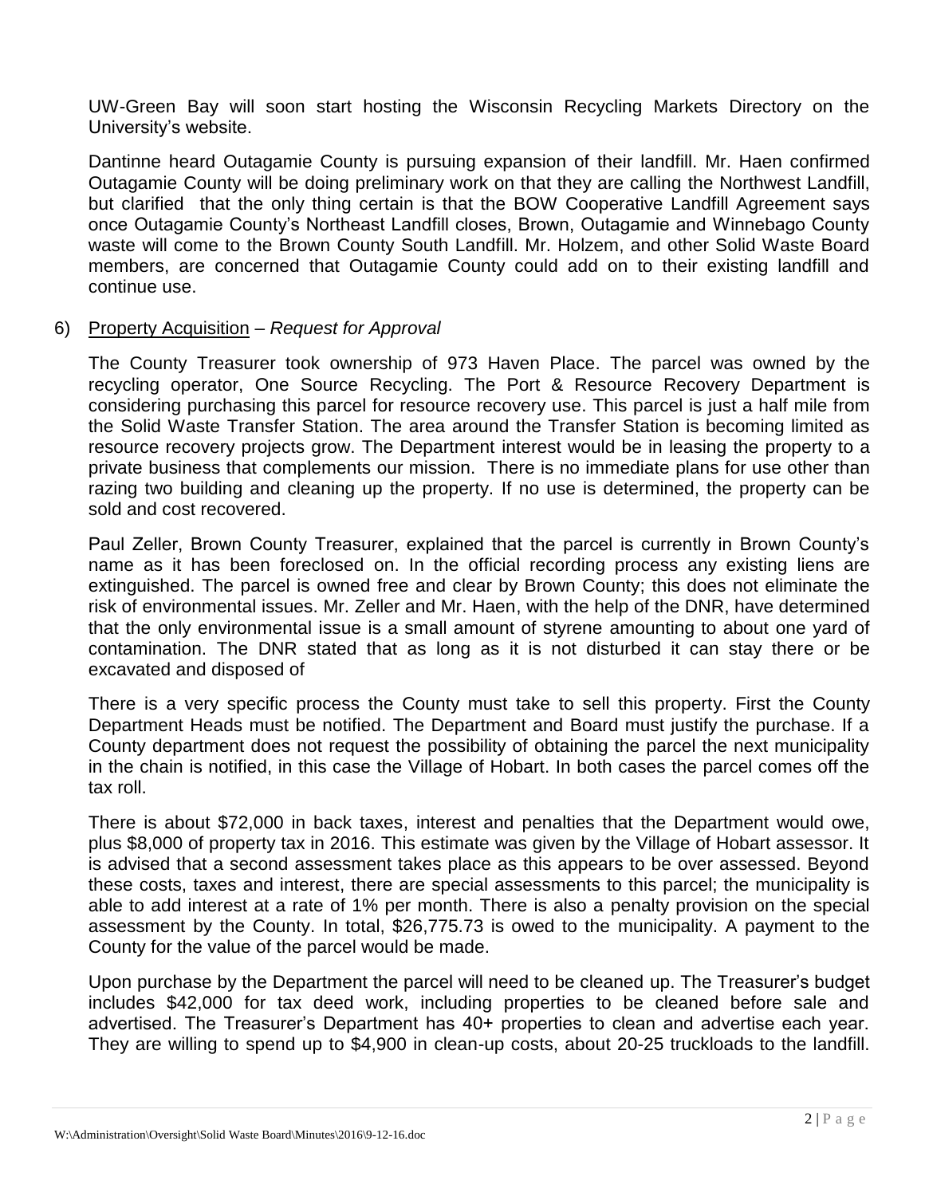UW-Green Bay will soon start hosting the Wisconsin Recycling Markets Directory on the University's website.

Dantinne heard Outagamie County is pursuing expansion of their landfill. Mr. Haen confirmed Outagamie County will be doing preliminary work on that they are calling the Northwest Landfill, but clarified that the only thing certain is that the BOW Cooperative Landfill Agreement says once Outagamie County's Northeast Landfill closes, Brown, Outagamie and Winnebago County waste will come to the Brown County South Landfill. Mr. Holzem, and other Solid Waste Board members, are concerned that Outagamie County could add on to their existing landfill and continue use.

6) Property Acquisition – *Request for Approval*

The County Treasurer took ownership of 973 Haven Place. The parcel was owned by the recycling operator, One Source Recycling. The Port & Resource Recovery Department is considering purchasing this parcel for resource recovery use. This parcel is just a half mile from the Solid Waste Transfer Station. The area around the Transfer Station is becoming limited as resource recovery projects grow. The Department interest would be in leasing the property to a private business that complements our mission. There is no immediate plans for use other than razing two building and cleaning up the property. If no use is determined, the property can be sold and cost recovered.

Paul Zeller, Brown County Treasurer, explained that the parcel is currently in Brown County's name as it has been foreclosed on. In the official recording process any existing liens are extinguished. The parcel is owned free and clear by Brown County; this does not eliminate the risk of environmental issues. Mr. Zeller and Mr. Haen, with the help of the DNR, have determined that the only environmental issue is a small amount of styrene amounting to about one yard of contamination. The DNR stated that as long as it is not disturbed it can stay there or be excavated and disposed of

There is a very specific process the County must take to sell this property. First the County Department Heads must be notified. The Department and Board must justify the purchase. If a County department does not request the possibility of obtaining the parcel the next municipality in the chain is notified, in this case the Village of Hobart. In both cases the parcel comes off the tax roll.

There is about $72,000 in back taxes, interest and penalties that the Department would owe, plus $8,000 of property tax in 2016. This estimate was given by the Village of Hobart assessor. It is advised that a second assessment takes place as this appears to be over assessed. Beyond these costs, taxes and interest, there are special assessments to this parcel; the municipality is able to add interest at a rate of 1% per month. There is also a penalty provision on the special assessment by the County. In total, $26,775.73 is owed to the municipality. A payment to the County for the value of the parcel would be made.

Upon purchase by the Department the parcel will need to be cleaned up. The Treasurer's budget includes $42,000 for tax deed work, including properties to be cleaned before sale and advertised. The Treasurer's Department has 40+ properties to clean and advertise each year. They are willing to spend up to $4,900 in clean-up costs, about 20-25 truckloads to the landfill.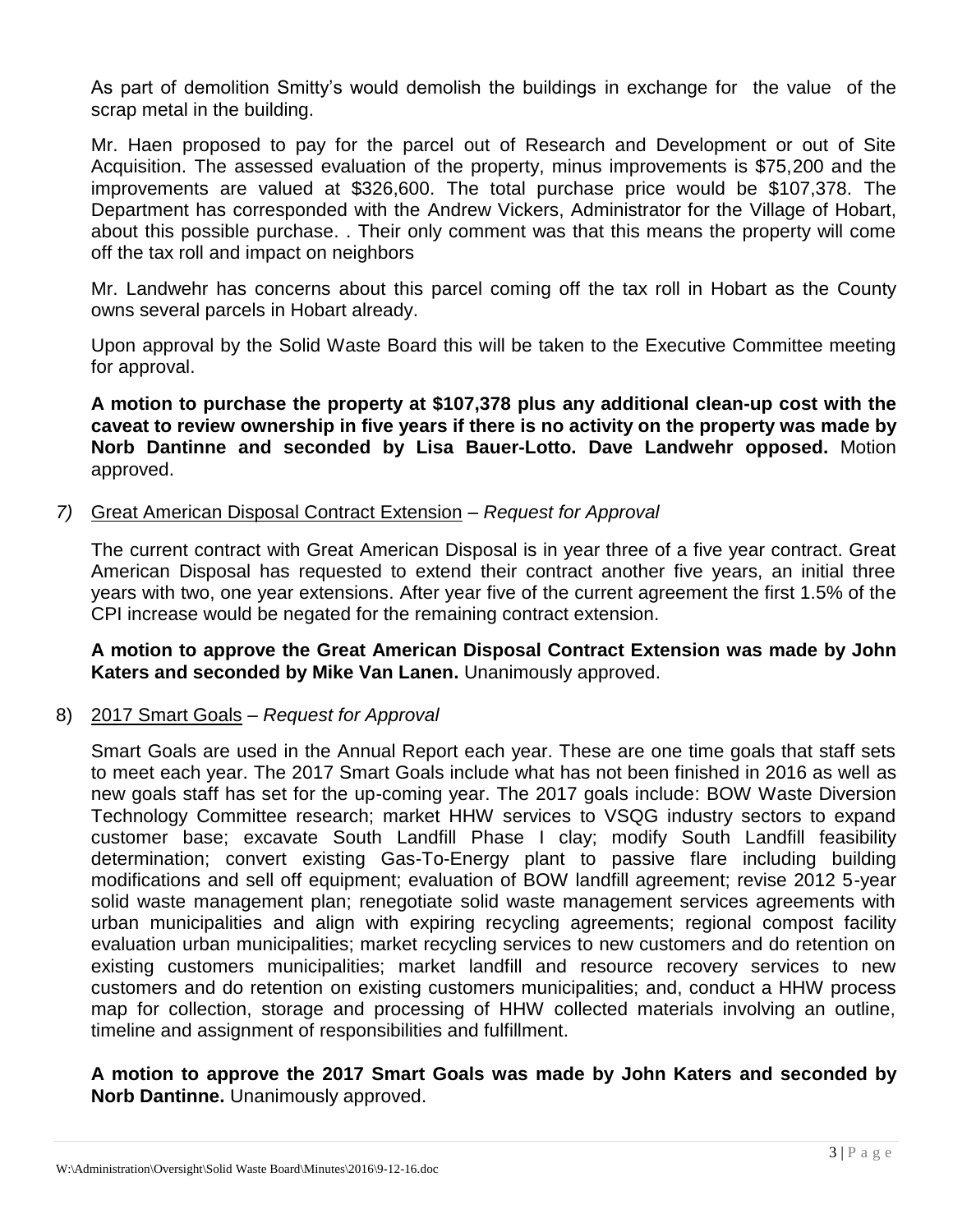As part of demolition Smitty's would demolish the buildings in exchange for the value of the scrap metal in the building.

Mr. Haen proposed to pay for the parcel out of Research and Development or out of Site Acquisition. The assessed evaluation of the property, minus improvements is $75,200 and the improvements are valued at $326,600. The total purchase price would be $107,378. The Department has corresponded with the Andrew Vickers, Administrator for the Village of Hobart, about this possible purchase. . Their only comment was that this means the property will come off the tax roll and impact on neighbors

Mr. Landwehr has concerns about this parcel coming off the tax roll in Hobart as the County owns several parcels in Hobart already.

Upon approval by the Solid Waste Board this will be taken to the Executive Committee meeting for approval.

**A motion to purchase the property at $107,378 plus any additional clean-up cost with the caveat to review ownership in five years if there is no activity on the property was made by Norb Dantinne and seconded by Lisa Bauer-Lotto. Dave Landwehr opposed.** Motion approved.

*7)* Great American Disposal Contract Extension – *Request for Approval*

The current contract with Great American Disposal is in year three of a five year contract. Great American Disposal has requested to extend their contract another five years, an initial three years with two, one year extensions. After year five of the current agreement the first 1.5% of the CPI increase would be negated for the remaining contract extension.

**A motion to approve the Great American Disposal Contract Extension was made by John Katers and seconded by Mike Van Lanen.** Unanimously approved.

8) 2017 Smart Goals – *Request for Approval*

Smart Goals are used in the Annual Report each year. These are one time goals that staff sets to meet each year. The 2017 Smart Goals include what has not been finished in 2016 as well as new goals staff has set for the up-coming year. The 2017 goals include: BOW Waste Diversion Technology Committee research; market HHW services to VSQG industry sectors to expand customer base; excavate South Landfill Phase I clay; modify South Landfill feasibility determination; convert existing Gas-To-Energy plant to passive flare including building modifications and sell off equipment; evaluation of BOW landfill agreement; revise 2012 5-year solid waste management plan; renegotiate solid waste management services agreements with urban municipalities and align with expiring recycling agreements; regional compost facility evaluation urban municipalities; market recycling services to new customers and do retention on existing customers municipalities; market landfill and resource recovery services to new customers and do retention on existing customers municipalities; and, conduct a HHW process map for collection, storage and processing of HHW collected materials involving an outline, timeline and assignment of responsibilities and fulfillment.

**A motion to approve the 2017 Smart Goals was made by John Katers and seconded by Norb Dantinne.** Unanimously approved.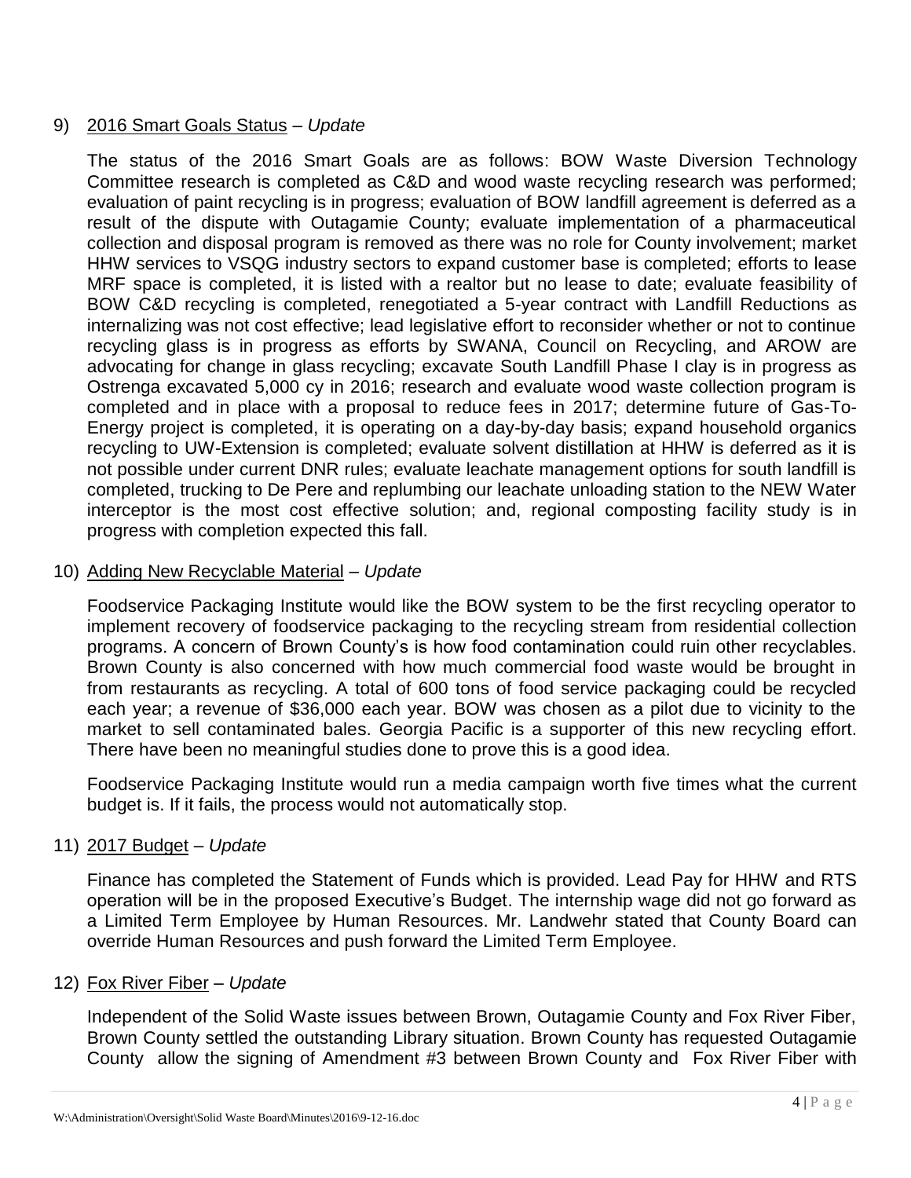9) <u>2016 Smart Goals Status</u> – *Update*

The status of the 2016 Smart Goals are as follows: BOW Waste Diversion Technology Committee research is completed as C&D and wood waste recycling research was performed; evaluation of paint recycling is in progress; evaluation of BOW landfill agreement is deferred as a result of the dispute with Outagamie County; evaluate implementation of a pharmaceutical collection and disposal program is removed as there was no role for County involvement; market HHW services to VSQG industry sectors to expand customer base is completed; efforts to lease MRF space is completed, it is listed with a realtor but no lease to date; evaluate feasibility of BOW C&D recycling is completed, renegotiated a 5-year contract with Landfill Reductions as internalizing was not cost effective; lead legislative effort to reconsider whether or not to continue recycling glass is in progress as efforts by SWANA, Council on Recycling, and AROW are advocating for change in glass recycling; excavate South Landfill Phase I clay is in progress as Ostrenga excavated 5,000 cy in 2016; research and evaluate wood waste collection program is completed and in place with a proposal to reduce fees in 2017; determine future of Gas-To-Energy project is completed, it is operating on a day-by-day basis; expand household organics recycling to UW-Extension is completed; evaluate solvent distillation at HHW is deferred as it is not possible under current DNR rules; evaluate leachate management options for south landfill is completed, trucking to De Pere and replumbing our leachate unloading station to the NEW Water interceptor is the most cost effective solution; and, regional composting facility study is in progress with completion expected this fall.

10) <u>Adding New Recyclable Material</u> – *Update*

Foodservice Packaging Institute would like the BOW system to be the first recycling operator to implement recovery of foodservice packaging to the recycling stream from residential collection programs. A concern of Brown County's is how food contamination could ruin other recyclables. Brown County is also concerned with how much commercial food waste would be brought in from restaurants as recycling. A total of 600 tons of food service packaging could be recycled each year; a revenue of $36,000 each year. BOW was chosen as a pilot due to vicinity to the market to sell contaminated bales. Georgia Pacific is a supporter of this new recycling effort. There have been no meaningful studies done to prove this is a good idea.

Foodservice Packaging Institute would run a media campaign worth five times what the current budget is. If it fails, the process would not automatically stop.

11) <u>2017 Budget</u> – *Update*

Finance has completed the Statement of Funds which is provided. Lead Pay for HHW and RTS operation will be in the proposed Executive's Budget. The internship wage did not go forward as a Limited Term Employee by Human Resources. Mr. Landwehr stated that County Board can override Human Resources and push forward the Limited Term Employee.

12) <u>Fox River Fiber</u> – *Update*

Independent of the Solid Waste issues between Brown, Outagamie County and Fox River Fiber, Brown County settled the outstanding Library situation. Brown County has requested Outagamie County allow the signing of Amendment #3 between Brown County and Fox River Fiber with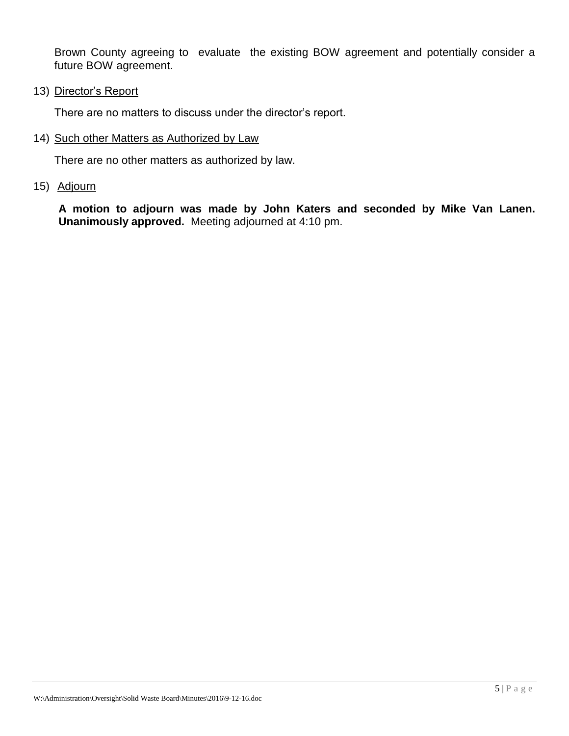Brown County agreeing to evaluate the existing BOW agreement and potentially consider a future BOW agreement.

13) Director's Report

There are no matters to discuss under the director's report.

14) Such other Matters as Authorized by Law

There are no other matters as authorized by law.

15) Adjourn

**A motion to adjourn was made by John Katers and seconded by Mike Van Lanen. Unanimously approved.** Meeting adjourned at 4:10 pm.